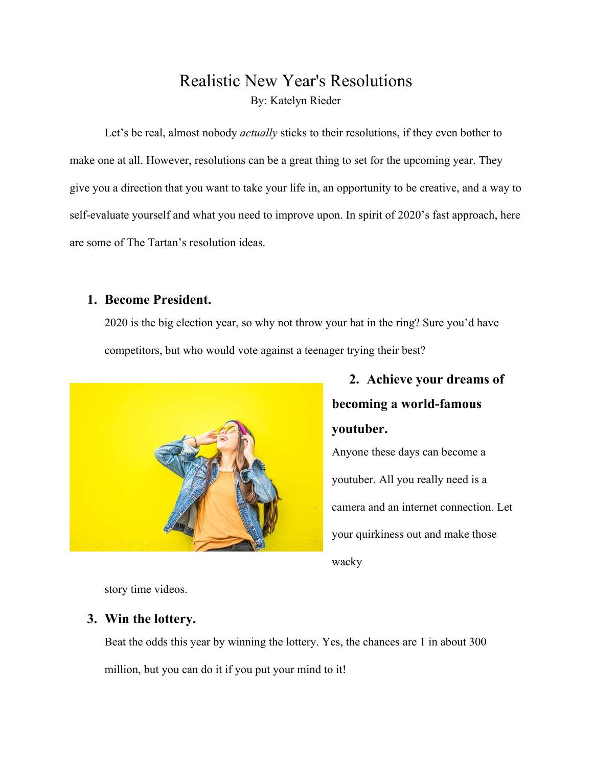# Realistic New Year's Resolutions

By: Katelyn Rieder

Let's be real, almost nobody *actually* sticks to their resolutions, if they even bother to make one at all. However, resolutions can be a great thing to set for the upcoming year. They give you a direction that you want to take your life in, an opportunity to be creative, and a way to self-evaluate yourself and what you need to improve upon. In spirit of 2020's fast approach, here are some of The Tartan's resolution ideas.

1. **Become President.**

   2020 is the big election year, so why not throw your hat in the ring? Sure you'd have competitors, but who would vote against a teenager trying their best?

2. **Achieve your dreams of becoming a world-famous youtuber.**

   Anyone these days can become a youtuber. All you really need is a camera and an internet connection. Let your quirkiness out and make those wacky story time videos.

3. **Win the lottery.**

   Beat the odds this year by winning the lottery. Yes, the chances are 1 in about 300 million, but you can do it if you put your mind to it!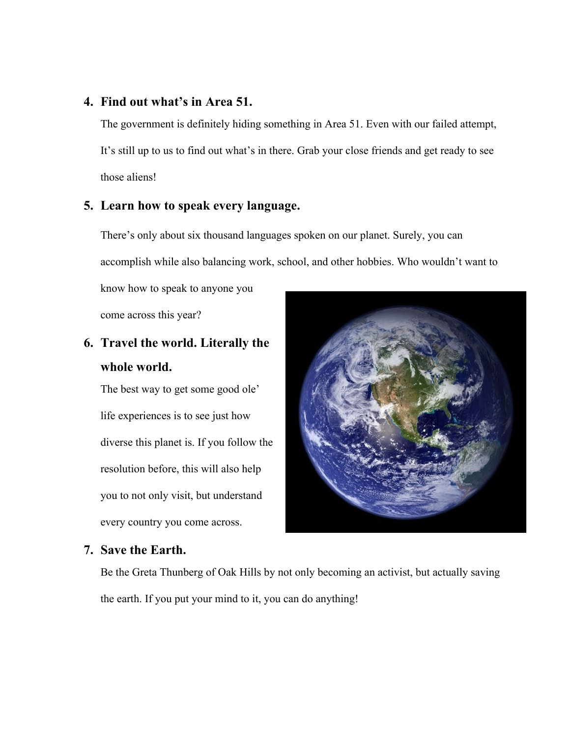4. **Find out what's in Area 51.**

   The government is definitely hiding something in Area 51. Even with our failed attempt, It's still up to us to find out what's in there. Grab your close friends and get ready to see those aliens!

5. **Learn how to speak every language.**

   There's only about six thousand languages spoken on our planet. Surely, you can accomplish while also balancing work, school, and other hobbies. Who wouldn't want to know how to speak to anyone you come across this year?

6. **Travel the world. Literally the whole world.**

   The best way to get some good ole' life experiences is to see just how diverse this planet is. If you follow the resolution before, this will also help you to not only visit, but understand every country you come across.

7. **Save the Earth.**

   Be the Greta Thunberg of Oak Hills by not only becoming an activist, but actually saving the earth. If you put your mind to it, you can do anything!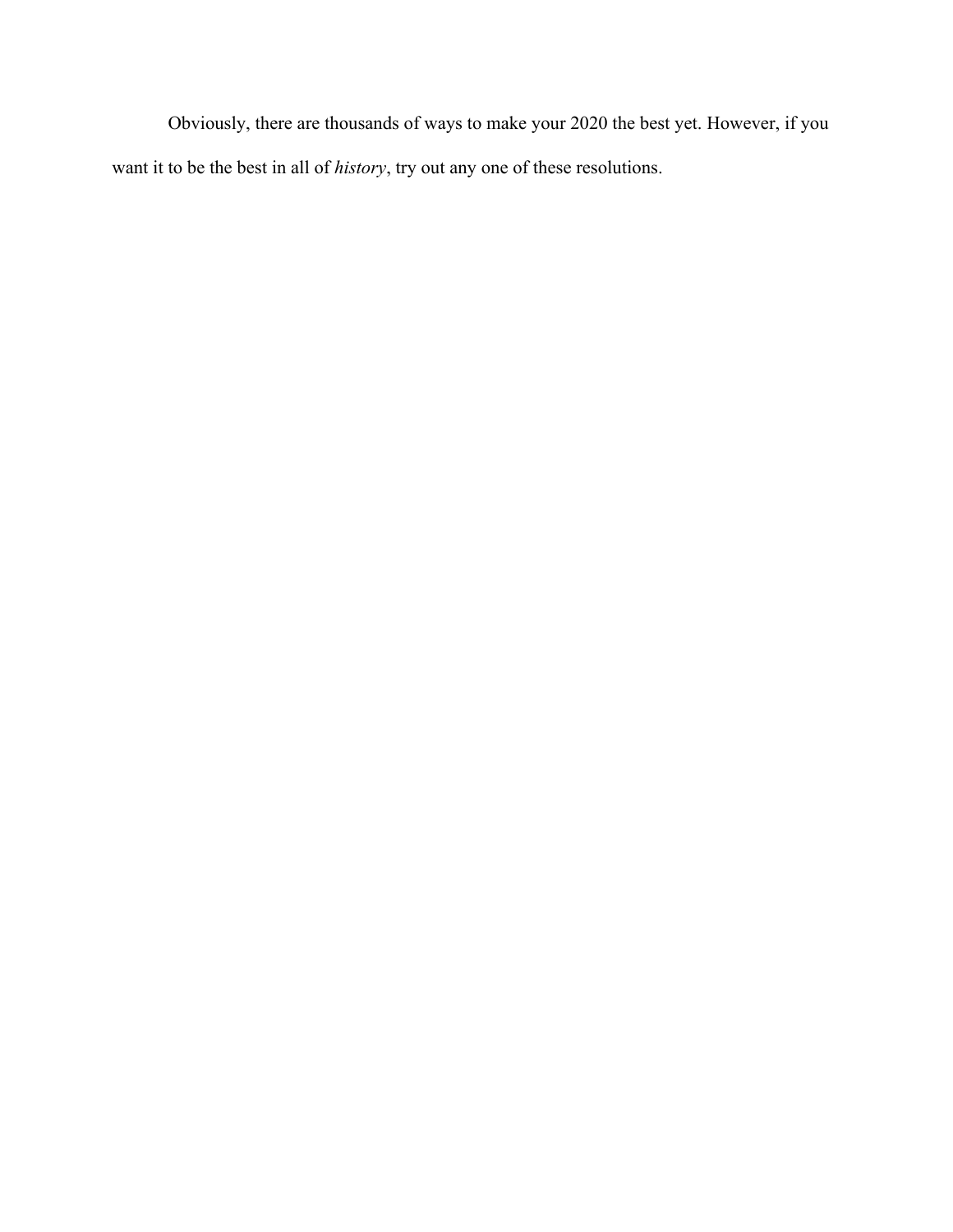Obviously, there are thousands of ways to make your 2020 the best yet. However, if you want it to be the best in all of *history*, try out any one of these resolutions.